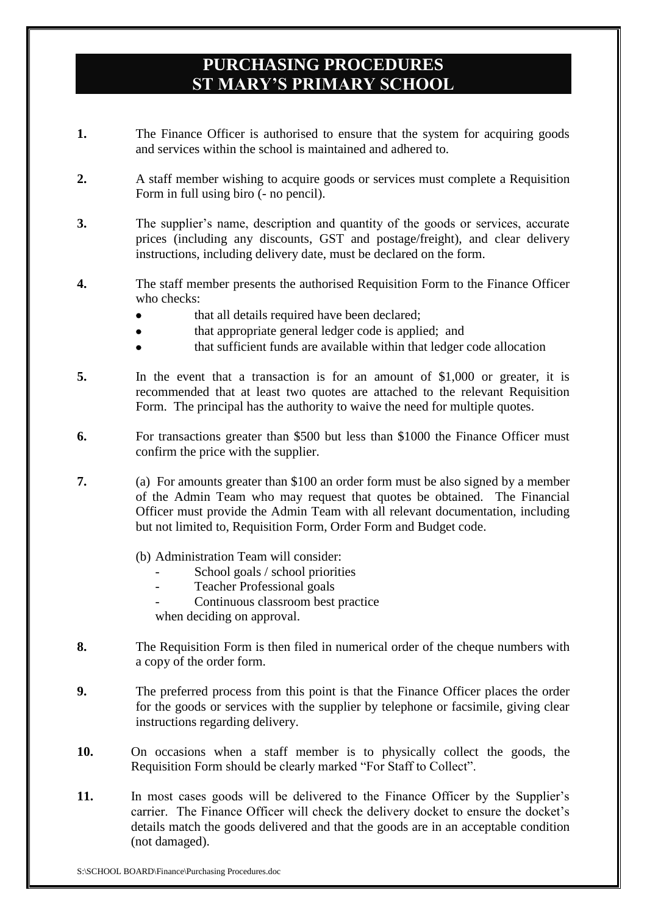# PURCHASING PROCEDURES
# ST MARY'S PRIMARY SCHOOL

**1.** The Finance Officer is authorised to ensure that the system for acquiring goods and services within the school is maintained and adhered to.

**2.** A staff member wishing to acquire goods or services must complete a Requisition Form in full using biro (- no pencil).

**3.** The supplier's name, description and quantity of the goods or services, accurate prices (including any discounts, GST and postage/freight), and clear delivery instructions, including delivery date, must be declared on the form.

**4.** The staff member presents the authorised Requisition Form to the Finance Officer who checks:

- that all details required have been declared;
- that appropriate general ledger code is applied; and
- that sufficient funds are available within that ledger code allocation

**5.** In the event that a transaction is for an amount of $1,000 or greater, it is recommended that at least two quotes are attached to the relevant Requisition Form. The principal has the authority to waive the need for multiple quotes.

**6.** For transactions greater than $500 but less than $1000 the Finance Officer must confirm the price with the supplier.

**7.** (a) For amounts greater than $100 an order form must be also signed by a member of the Admin Team who may request that quotes be obtained. The Financial Officer must provide the Admin Team with all relevant documentation, including but not limited to, Requisition Form, Order Form and Budget code.

(b) Administration Team will consider:

- School goals / school priorities
- Teacher Professional goals
- Continuous classroom best practice

when deciding on approval.

**8.** The Requisition Form is then filed in numerical order of the cheque numbers with a copy of the order form.

**9.** The preferred process from this point is that the Finance Officer places the order for the goods or services with the supplier by telephone or facsimile, giving clear instructions regarding delivery.

**10.** On occasions when a staff member is to physically collect the goods, the Requisition Form should be clearly marked "For Staff to Collect".

**11.** In most cases goods will be delivered to the Finance Officer by the Supplier's carrier. The Finance Officer will check the delivery docket to ensure the docket's details match the goods delivered and that the goods are in an acceptable condition (not damaged).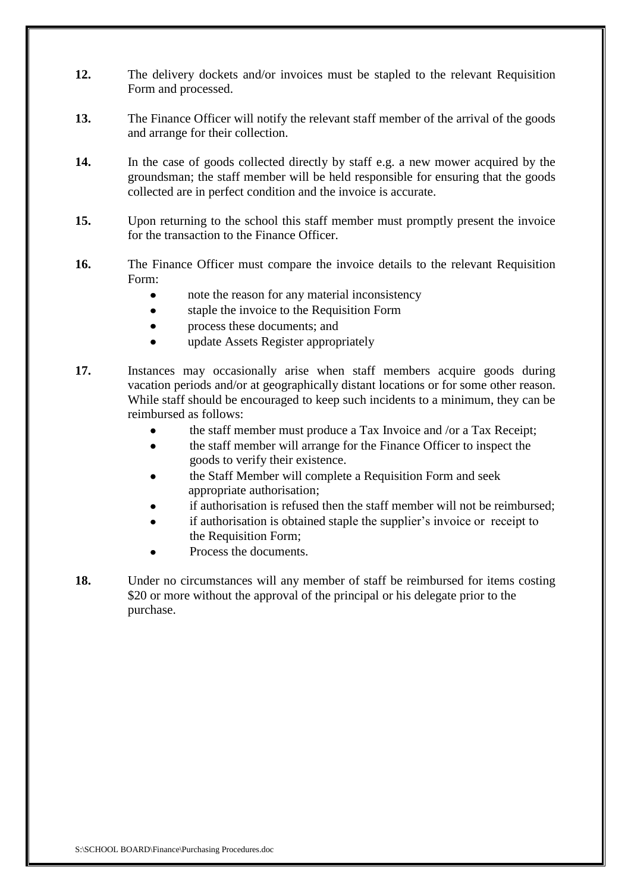**12.** The delivery dockets and/or invoices must be stapled to the relevant Requisition Form and processed.

**13.** The Finance Officer will notify the relevant staff member of the arrival of the goods and arrange for their collection.

**14.** In the case of goods collected directly by staff e.g. a new mower acquired by the groundsman; the staff member will be held responsible for ensuring that the goods collected are in perfect condition and the invoice is accurate.

**15.** Upon returning to the school this staff member must promptly present the invoice for the transaction to the Finance Officer.

**16.** The Finance Officer must compare the invoice details to the relevant Requisition Form:

- note the reason for any material inconsistency
- staple the invoice to the Requisition Form
- process these documents; and
- update Assets Register appropriately

**17.** Instances may occasionally arise when staff members acquire goods during vacation periods and/or at geographically distant locations or for some other reason. While staff should be encouraged to keep such incidents to a minimum, they can be reimbursed as follows:

- the staff member must produce a Tax Invoice and /or a Tax Receipt;
- the staff member will arrange for the Finance Officer to inspect the goods to verify their existence.
- the Staff Member will complete a Requisition Form and seek appropriate authorisation;
- if authorisation is refused then the staff member will not be reimbursed;
- if authorisation is obtained staple the supplier's invoice or receipt to the Requisition Form;
- Process the documents.

**18.** Under no circumstances will any member of staff be reimbursed for items costing $20 or more without the approval of the principal or his delegate prior to the purchase.